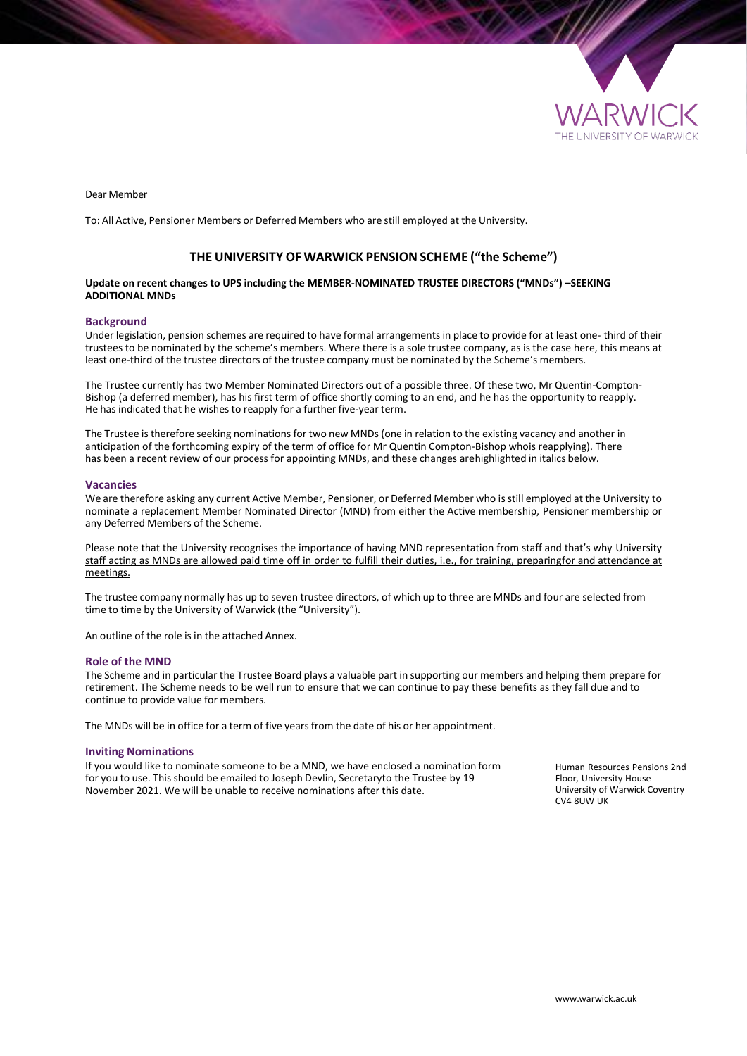Dear Member

To: All Active, Pensioner Members or Deferred Members who are still employed at the University.

# THE UNIVERSITY OF WARWICK PENSION SCHEME ("the Scheme")

**Update on recent changes to UPS including the MEMBER-NOMINATED TRUSTEE DIRECTORS ("MNDs") –SEEKING ADDITIONAL MNDs**

## Background

Under legislation, pension schemes are required to have formal arrangements in place to provide for at least one- third of their trustees to be nominated by the scheme's members. Where there is a sole trustee company, as is the case here, this means at least one-third of the trustee directors of the trustee company must be nominated by the Scheme's members.

The Trustee currently has two Member Nominated Directors out of a possible three. Of these two, Mr Quentin-Compton-Bishop (a deferred member), has his first term of office shortly coming to an end, and he has the opportunity to reapply. He has indicated that he wishes to reapply for a further five-year term.

The Trustee is therefore seeking nominations for two new MNDs (one in relation to the existing vacancy and another in anticipation of the forthcoming expiry of the term of office for Mr Quentin Compton-Bishop whois reapplying). There has been a recent review of our process for appointing MNDs, and these changes arehighlighted in italics below.

## Vacancies

We are therefore asking any current Active Member, Pensioner, or Deferred Member who is still employed at the University to nominate a replacement Member Nominated Director (MND) from either the Active membership, Pensioner membership or any Deferred Members of the Scheme.

<u>Please note that the University recognises the importance of having MND representation from staff and that's why University staff acting as MNDs are allowed paid time off in order to fulfill their duties, i.e., for training, preparingfor and attendance at meetings.</u>

The trustee company normally has up to seven trustee directors, of which up to three are MNDs and four are selected from time to time by the University of Warwick (the "University").

An outline of the role is in the attached Annex.

## Role of the MND

The Scheme and in particular the Trustee Board plays a valuable part in supporting our members and helping them prepare for retirement. The Scheme needs to be well run to ensure that we can continue to pay these benefits as they fall due and to continue to provide value for members.

The MNDs will be in office for a term of five years from the date of his or her appointment.

## Inviting Nominations

If you would like to nominate someone to be a MND, we have enclosed a nomination form for you to use. This should be emailed to Joseph Devlin, Secretaryto the Trustee by 19 November 2021. We will be unable to receive nominations after this date.

Human Resources Pensions 2nd Floor, University House
University of Warwick Coventry
CV4 8UW UK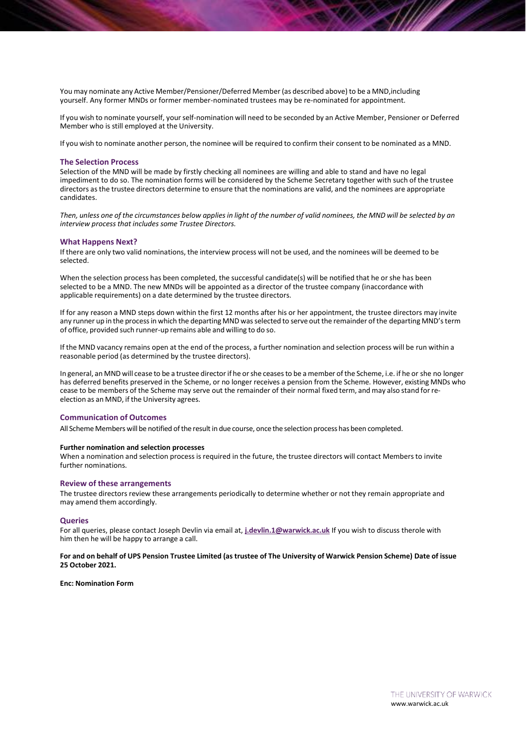You may nominate any Active Member/Pensioner/Deferred Member (as described above) to be a MND,including yourself. Any former MNDs or former member-nominated trustees may be re-nominated for appointment.

If you wish to nominate yourself, your self-nomination will need to be seconded by an Active Member, Pensioner or Deferred Member who is still employed at the University.

If you wish to nominate another person, the nominee will be required to confirm their consent to be nominated as a MND.

## The Selection Process

Selection of the MND will be made by firstly checking all nominees are willing and able to stand and have no legal impediment to do so. The nomination forms will be considered by the Scheme Secretary together with such of the trustee directors as the trustee directors determine to ensure that the nominations are valid, and the nominees are appropriate candidates.

*Then, unless one of the circumstances below applies in light of the number of valid nominees, the MND will be selected by an interview process that includes some Trustee Directors.*

## What Happens Next?

If there are only two valid nominations, the interview process will not be used, and the nominees will be deemed to be selected.

When the selection process has been completed, the successful candidate(s) will be notified that he or she has been selected to be a MND. The new MNDs will be appointed as a director of the trustee company (inaccordance with applicable requirements) on a date determined by the trustee directors.

If for any reason a MND steps down within the first 12 months after his or her appointment, the trustee directors may invite any runner up in the process in which the departing MND was selected to serve out the remainder of the departing MND's term of office, provided such runner-up remains able and willing to do so.

If the MND vacancy remains open at the end of the process, a further nomination and selection process will be run within a reasonable period (as determined by the trustee directors).

In general, an MND will cease to be a trustee director if he or she ceases to be a member of the Scheme, i.e. if he or she no longer has deferred benefits preserved in the Scheme, or no longer receives a pension from the Scheme. However, existing MNDs who cease to be members of the Scheme may serve out the remainder of their normal fixed term, and may also stand for re-election as an MND, if the University agrees.

## Communication of Outcomes

All Scheme Members will be notified of the result in due course, once the selection process has been completed.

**Further nomination and selection processes**

When a nomination and selection process is required in the future, the trustee directors will contact Members to invite further nominations.

## Review of these arrangements

The trustee directors review these arrangements periodically to determine whether or not they remain appropriate and may amend them accordingly.

## Queries

For all queries, please contact Joseph Devlin via email at, **j.devlin.1@warwick.ac.uk** If you wish to discuss therole with him then he will be happy to arrange a call.

**For and on behalf of UPS Pension Trustee Limited (as trustee of The University of Warwick Pension Scheme) Date of issue 25 October 2021.**

**Enc: Nomination Form**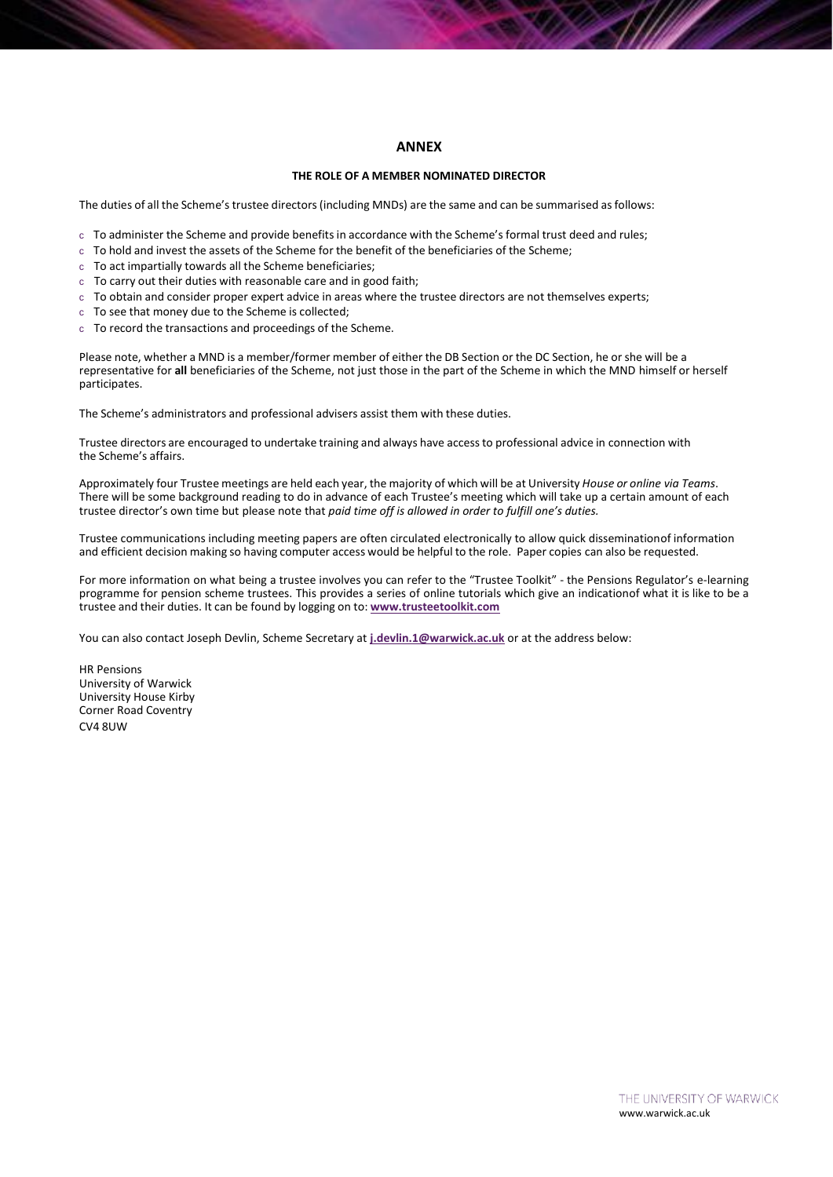## ANNEX

### THE ROLE OF A MEMBER NOMINATED DIRECTOR

The duties of all the Scheme's trustee directors (including MNDs) are the same and can be summarised as follows:

- To administer the Scheme and provide benefits in accordance with the Scheme's formal trust deed and rules;
- To hold and invest the assets of the Scheme for the benefit of the beneficiaries of the Scheme;
- To act impartially towards all the Scheme beneficiaries;
- To carry out their duties with reasonable care and in good faith;
- To obtain and consider proper expert advice in areas where the trustee directors are not themselves experts;
- To see that money due to the Scheme is collected;
- To record the transactions and proceedings of the Scheme.

Please note, whether a MND is a member/former member of either the DB Section or the DC Section, he or she will be a representative for **all** beneficiaries of the Scheme, not just those in the part of the Scheme in which the MND himself or herself participates.

The Scheme's administrators and professional advisers assist them with these duties.

Trustee directors are encouraged to undertake training and always have access to professional advice in connection with the Scheme's affairs.

Approximately four Trustee meetings are held each year, the majority of which will be at University *House or online via Teams*. There will be some background reading to do in advance of each Trustee's meeting which will take up a certain amount of each trustee director's own time but please note that *paid time off is allowed in order to fulfill one's duties.*

Trustee communications including meeting papers are often circulated electronically to allow quick disseminationof information and efficient decision making so having computer access would be helpful to the role. Paper copies can also be requested.

For more information on what being a trustee involves you can refer to the "Trustee Toolkit" - the Pensions Regulator's e-learning programme for pension scheme trustees. This provides a series of online tutorials which give an indicationof what it is like to be a trustee and their duties. It can be found by logging on to: **www.trusteetoolkit.com**

You can also contact Joseph Devlin, Scheme Secretary at **j.devlin.1@warwick.ac.uk** or at the address below:

HR Pensions
University of Warwick
University House Kirby
Corner Road Coventry
CV4 8UW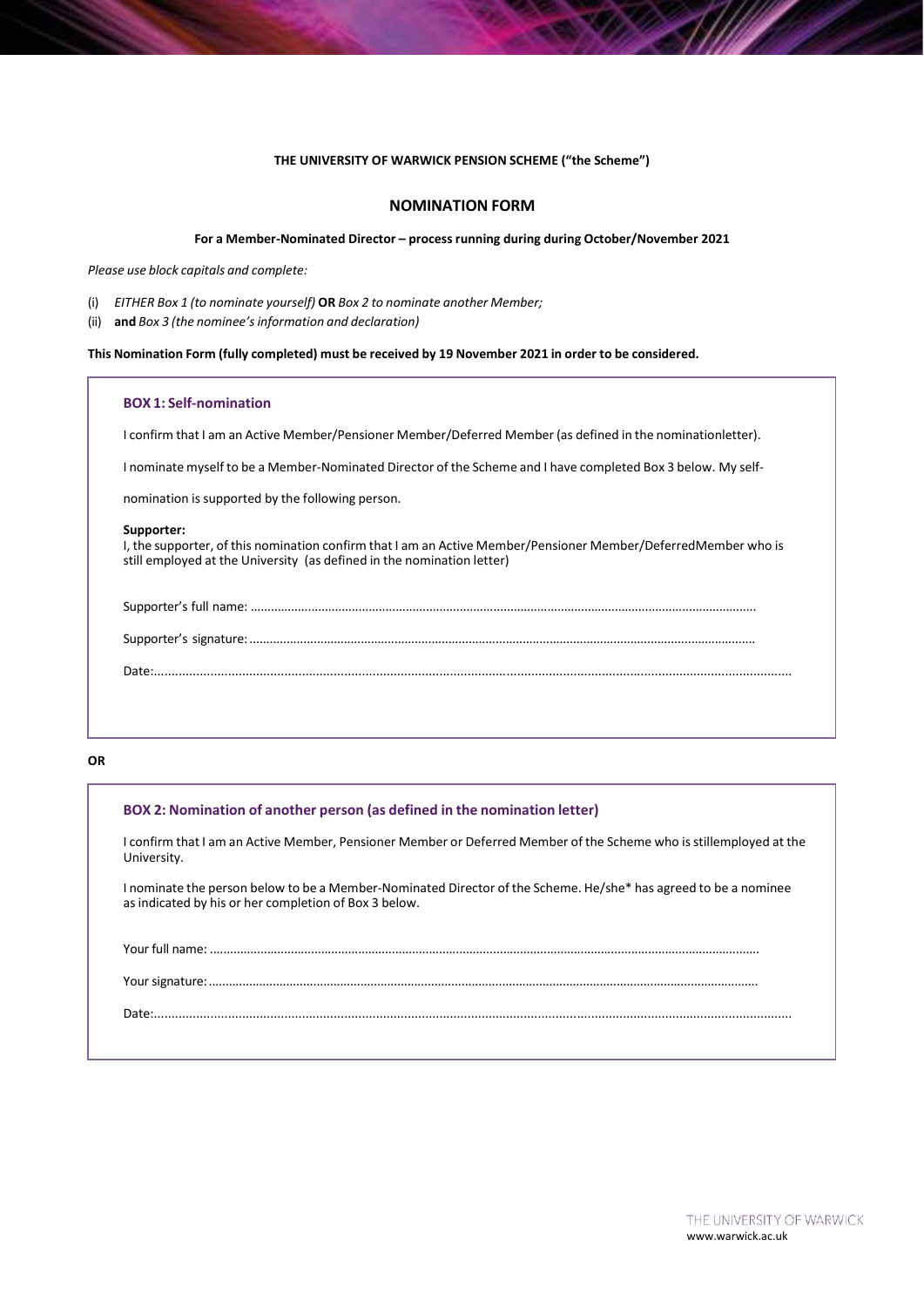**THE UNIVERSITY OF WARWICK PENSION SCHEME ("the Scheme")**

## NOMINATION FORM

**For a Member-Nominated Director – process running during during October/November 2021**

*Please use block capitals and complete:*

(i) *EITHER Box 1 (to nominate yourself)* **OR** *Box 2 to nominate another Member;*

(ii) **and** *Box 3 (the nominee's information and declaration)*

**This Nomination Form (fully completed) must be received by 19 November 2021 in order to be considered.**

### BOX 1: Self-nomination

I confirm that I am an Active Member/Pensioner Member/Deferred Member (as defined in the nominationletter).

I nominate myself to be a Member-Nominated Director of the Scheme and I have completed Box 3 below. My self-

nomination is supported by the following person.

**Supporter:**
I, the supporter, of this nomination confirm that I am an Active Member/Pensioner Member/DeferredMember who is still employed at the University (as defined in the nomination letter)

Supporter's full name: ...................................................................................................................................................

Supporter's signature: ...................................................................................................................................................

Date: ...................................................................................................................................................

**OR**

### BOX 2: Nomination of another person (as defined in the nomination letter)

I confirm that I am an Active Member, Pensioner Member or Deferred Member of the Scheme who is stillemployed at the University.

I nominate the person below to be a Member-Nominated Director of the Scheme. He/she* has agreed to be a nominee as indicated by his or her completion of Box 3 below.

Your full name: ...................................................................................................................................................

Your signature: ...................................................................................................................................................

Date: ...................................................................................................................................................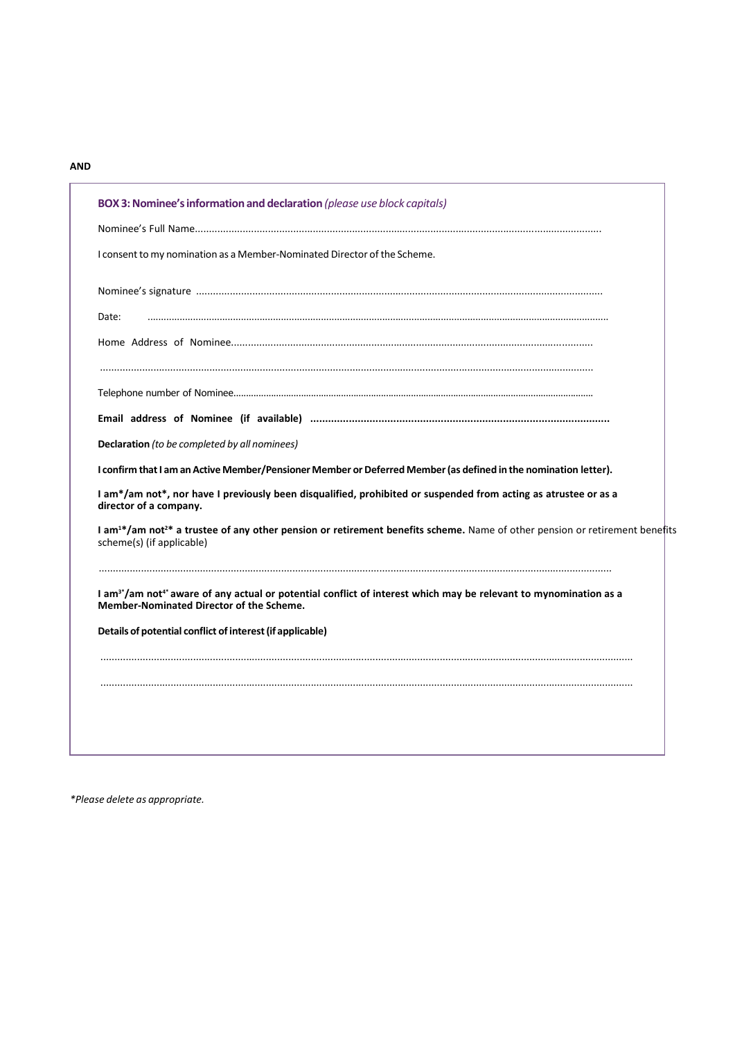**AND**

**BOX 3: Nominee's information and declaration** *(please use block capitals)*

Nominee's Full Name...............................................................................................................................................

I consent to my nomination as a Member-Nominated Director of the Scheme.

Nominee's signature ...............................................................................................................................................

Date: ...............................................................................................................................................................

Home Address of Nominee...................................................................................................................................

...............................................................................................................................................................................

Telephone number of Nominee..............................................................................................................................

**Email address of Nominee (if available) ...................................................................................................**

**Declaration** *(to be completed by all nominees)*

**I confirm that I am an Active Member/Pensioner Member or Deferred Member (as defined in the nomination letter).**

**I am\*/am not\*, nor have I previously been disqualified, prohibited or suspended from acting as atrustee or as a director of a company.**

**I am[1]\*/am not[2]\* a trustee of any other pension or retirement benefits scheme.** Name of other pension or retirement benefits scheme(s) (if applicable)

...............................................................................................................................................................................

**I am[3]\*/am not[4]\* aware of any actual or potential conflict of interest which may be relevant to mynomination as a Member-Nominated Director of the Scheme.**

**Details of potential conflict of interest (if applicable)**

...............................................................................................................................................................................

...............................................................................................................................................................................

*\*Please delete as appropriate.*